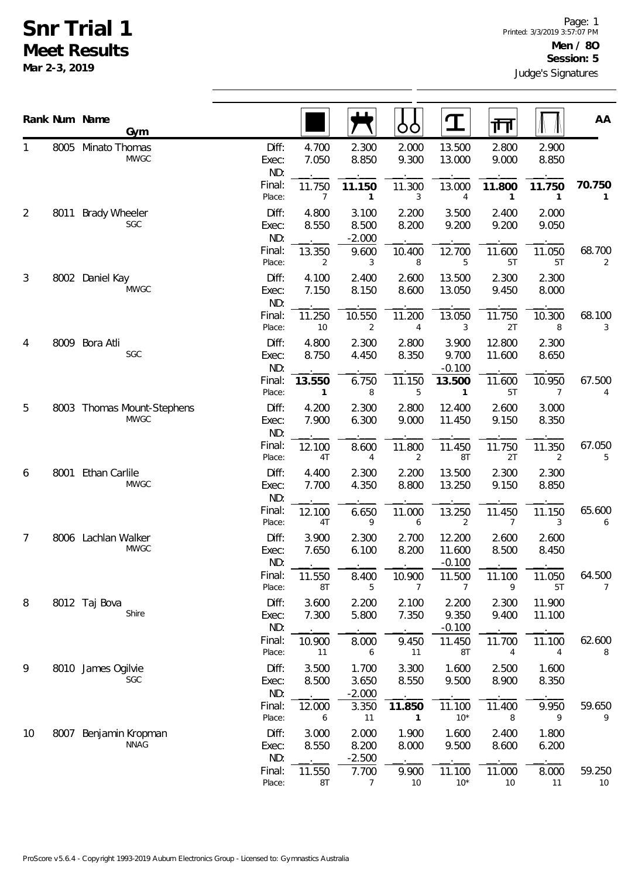# Snr Trial 1

## Meet Results

**Mar 2-3, 2019**

Page: 1
Printed: 3/3/2019 3:57:07 PM

**Men / 8O**
**Session: 5**

Judge's Signatures

| Rank | Num | Name / Gym | | Floor | Pommel Horse | Rings | Vault | Parallel Bars | High Bar | AA |
|---|---|---|---|---|---|---|---|---|---|---|
| 1 | 8005 | Minato Thomas<br>MWGC | Diff: | 4.700 | 2.300 | 2.000 | 13.500 | 2.800 | 2.900 | |
| | | | Exec: | 7.050 | 8.850 | 9.300 | 13.000 | 9.000 | 8.850 | |
| | | | ND: | | | | | | | |
| | | | Final: | 11.750 | **11.150** | 11.300 | 13.000 | **11.800** | **11.750** | **70.750** |
| | | | Place: | 7 | 1 | 3 | 4 | 1 | 1 | 1 |
| 2 | 8011 | Brady Wheeler<br>SGC | Diff: | 4.800 | 3.100 | 2.200 | 3.500 | 2.400 | 2.000 | |
| | | | Exec: | 8.550 | 8.500 | 8.200 | 9.200 | 9.200 | 9.050 | |
| | | | ND: | | -2.000 | | | | | |
| | | | Final: | 13.350 | 9.600 | 10.400 | 12.700 | 11.600 | 11.050 | 68.700 |
| | | | Place: | 2 | 3 | 8 | 5 | 5T | 5T | 2 |
| 3 | 8002 | Daniel Kay<br>MWGC | Diff: | 4.100 | 2.400 | 2.600 | 13.500 | 2.300 | 2.300 | |
| | | | Exec: | 7.150 | 8.150 | 8.600 | 13.050 | 9.450 | 8.000 | |
| | | | ND: | | | | | | | |
| | | | Final: | 11.250 | 10.550 | 11.200 | 13.050 | 11.750 | 10.300 | 68.100 |
| | | | Place: | 10 | 2 | 4 | 3 | 2T | 8 | 3 |
| 4 | 8009 | Bora Atli<br>SGC | Diff: | 4.800 | 2.300 | 2.800 | 3.900 | 12.800 | 2.300 | |
| | | | Exec: | 8.750 | 4.450 | 8.350 | 9.700 | 11.600 | 8.650 | |
| | | | ND: | | | | -0.100 | | | |
| | | | Final: | **13.550** | 6.750 | 11.150 | **13.500** | 11.600 | 10.950 | 67.500 |
| | | | Place: | 1 | 8 | 5 | 1 | 5T | 7 | 4 |
| 5 | 8003 | Thomas Mount-Stephens<br>MWGC | Diff: | 4.200 | 2.300 | 2.800 | 12.400 | 2.600 | 3.000 | |
| | | | Exec: | 7.900 | 6.300 | 9.000 | 11.450 | 9.150 | 8.350 | |
| | | | ND: | | | | | | | |
| | | | Final: | 12.100 | 8.600 | 11.800 | 11.450 | 11.750 | 11.350 | 67.050 |
| | | | Place: | 4T | 4 | 2 | 8T | 2T | 2 | 5 |
| 6 | 8001 | Ethan Carlile<br>MWGC | Diff: | 4.400 | 2.300 | 2.200 | 13.500 | 2.300 | 2.300 | |
| | | | Exec: | 7.700 | 4.350 | 8.800 | 13.250 | 9.150 | 8.850 | |
| | | | ND: | | | | | | | |
| | | | Final: | 12.100 | 6.650 | 11.000 | 13.250 | 11.450 | 11.150 | 65.600 |
| | | | Place: | 4T | 9 | 6 | 2 | 7 | 3 | 6 |
| 7 | 8006 | Lachlan Walker<br>MWGC | Diff: | 3.900 | 2.300 | 2.700 | 12.200 | 2.600 | 2.600 | |
| | | | Exec: | 7.650 | 6.100 | 8.200 | 11.600 | 8.500 | 8.450 | |
| | | | ND: | | | | -0.100 | | | |
| | | | Final: | 11.550 | 8.400 | 10.900 | 11.500 | 11.100 | 11.050 | 64.500 |
| | | | Place: | 8T | 5 | 7 | 7 | 9 | 5T | 7 |
| 8 | 8012 | Taj Bova<br>Shire | Diff: | 3.600 | 2.200 | 2.100 | 2.200 | 2.300 | 11.900 | |
| | | | Exec: | 7.300 | 5.800 | 7.350 | 9.350 | 9.400 | 11.100 | |
| | | | ND: | | | | -0.100 | | | |
| | | | Final: | 10.900 | 8.000 | 9.450 | 11.450 | 11.700 | 11.100 | 62.600 |
| | | | Place: | 11 | 6 | 11 | 8T | 4 | 4 | 8 |
| 9 | 8010 | James Ogilvie<br>SGC | Diff: | 3.500 | 1.700 | 3.300 | 1.600 | 2.500 | 1.600 | |
| | | | Exec: | 8.500 | 3.650 | 8.550 | 9.500 | 8.900 | 8.350 | |
| | | | ND: | | -2.000 | | | | | |
| | | | Final: | 12.000 | 3.350 | **11.850** | 11.100 | 11.400 | 9.950 | 59.650 |
| | | | Place: | 6 | 11 | 1 | 10* | 8 | 9 | 9 |
| 10 | 8007 | Benjamin Kropman<br>NNAG | Diff: | 3.000 | 2.000 | 1.900 | 1.600 | 2.400 | 1.800 | |
| | | | Exec: | 8.550 | 8.200 | 8.000 | 9.500 | 8.600 | 6.200 | |
| | | | ND: | | -2.500 | | | | | |
| | | | Final: | 11.550 | 7.700 | 9.900 | 11.100 | 11.000 | 8.000 | 59.250 |
| | | | Place: | 8T | 7 | 10 | 10* | 10 | 11 | 10 |

ProScore v5.6.4 - Copyright 1993-2019 Auburn Electronics Group - Licensed to: Gymnastics Australia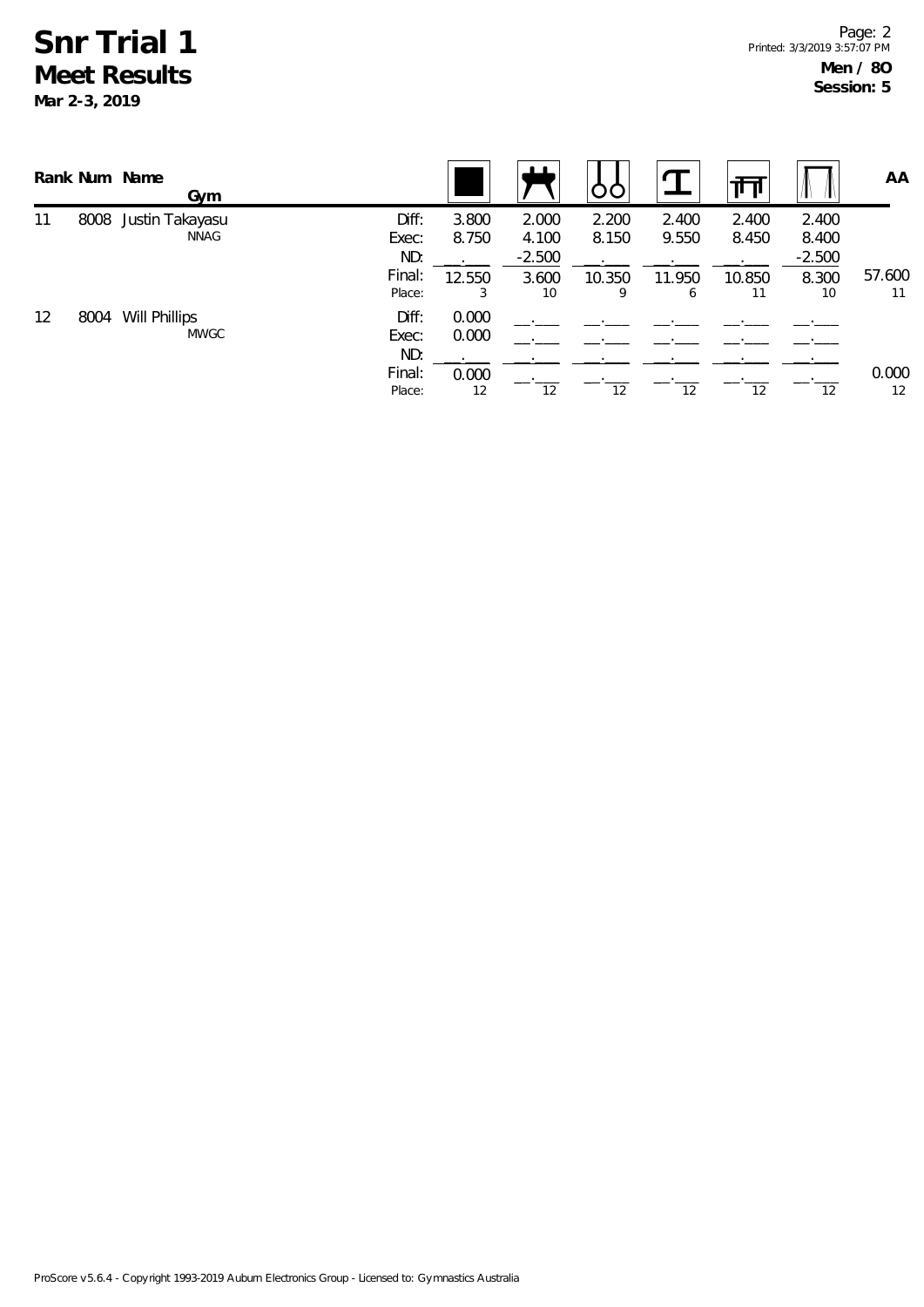# Snr Trial 1

## Meet Results

**Mar 2-3, 2019**

**Men / 8O**
**Session: 5**

| Rank | Num | Name / Gym | | Floor | Pommel Horse | Rings | Vault | Parallel Bars | High Bar | AA |
|---|---|---|---|---|---|---|---|---|---|---|
| 11 | 8008 | Justin Takayasu | Diff: | 3.800 | 2.000 | 2.200 | 2.400 | 2.400 | 2.400 | |
| | | NNAG | Exec: | 8.750 | 4.100 | 8.150 | 9.550 | 8.450 | 8.400 | |
| | | | ND: | __.___ | -2.500 | __.___ | __.___ | __.___ | -2.500 | |
| | | | Final: | 12.550 | 3.600 | 10.350 | 11.950 | 10.850 | 8.300 | 57.600 |
| | | | Place: | 3 | 10 | 9 | 6 | 11 | 10 | 11 |
| 12 | 8004 | Will Phillips | Diff: | 0.000 | __.___ | __.___ | __.___ | __.___ | __.___ | |
| | | MWGC | Exec: | 0.000 | __.___ | __.___ | __.___ | __.___ | __.___ | |
| | | | ND: | __.___ | __.___ | __.___ | __.___ | __.___ | __.___ | |
| | | | Final: | 0.000 | __.___ | __.___ | __.___ | __.___ | __.___ | 0.000 |
| | | | Place: | 12 | 12 | 12 | 12 | 12 | 12 | 12 |

ProScore v5.6.4 - Copyright 1993-2019 Auburn Electronics Group - Licensed to: Gymnastics Australia